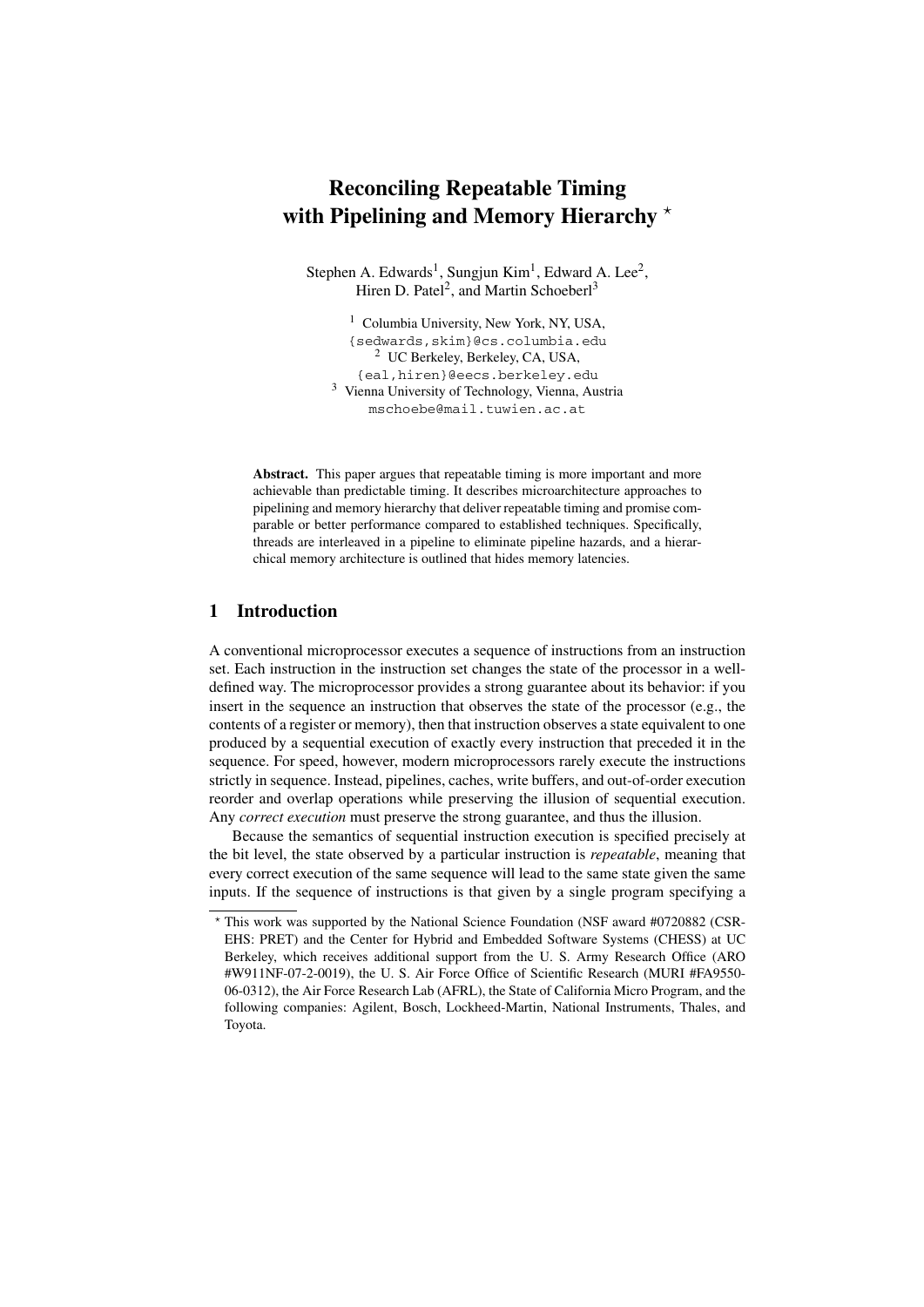# Reconciling Repeatable Timing with Pipelining and Memory Hierarchy ⋆

Stephen A. Edwards[1], Sungjun Kim[1], Edward A. Lee[2], Hiren D. Patel[2], and Martin Schoeberl[3]

[1] Columbia University, New York, NY, USA, {sedwards,skim}@cs.columbia.edu
[2] UC Berkeley, Berkeley, CA, USA, {eal,hiren}@eecs.berkeley.edu
[3] Vienna University of Technology, Vienna, Austria mschoebe@mail.tuwien.ac.at

**Abstract.** This paper argues that repeatable timing is more important and more achievable than predictable timing. It describes microarchitecture approaches to pipelining and memory hierarchy that deliver repeatable timing and promise comparable or better performance compared to established techniques. Specifically, threads are interleaved in a pipeline to eliminate pipeline hazards, and a hierarchical memory architecture is outlined that hides memory latencies.

## 1 Introduction

A conventional microprocessor executes a sequence of instructions from an instruction set. Each instruction in the instruction set changes the state of the processor in a well-defined way. The microprocessor provides a strong guarantee about its behavior: if you insert in the sequence an instruction that observes the state of the processor (e.g., the contents of a register or memory), then that instruction observes a state equivalent to one produced by a sequential execution of exactly every instruction that preceded it in the sequence. For speed, however, modern microprocessors rarely execute the instructions strictly in sequence. Instead, pipelines, caches, write buffers, and out-of-order execution reorder and overlap operations while preserving the illusion of sequential execution. Any *correct execution* must preserve the strong guarantee, and thus the illusion.

Because the semantics of sequential instruction execution is specified precisely at the bit level, the state observed by a particular instruction is *repeatable*, meaning that every correct execution of the same sequence will lead to the same state given the same inputs. If the sequence of instructions is that given by a single program specifying a

⋆ This work was supported by the National Science Foundation (NSF award #0720882 (CSR-EHS: PRET) and the Center for Hybrid and Embedded Software Systems (CHESS) at UC Berkeley, which receives additional support from the U. S. Army Research Office (ARO #W911NF-07-2-0019), the U. S. Air Force Office of Scientific Research (MURI #FA9550-06-0312), the Air Force Research Lab (AFRL), the State of California Micro Program, and the following companies: Agilent, Bosch, Lockheed-Martin, National Instruments, Thales, and Toyota.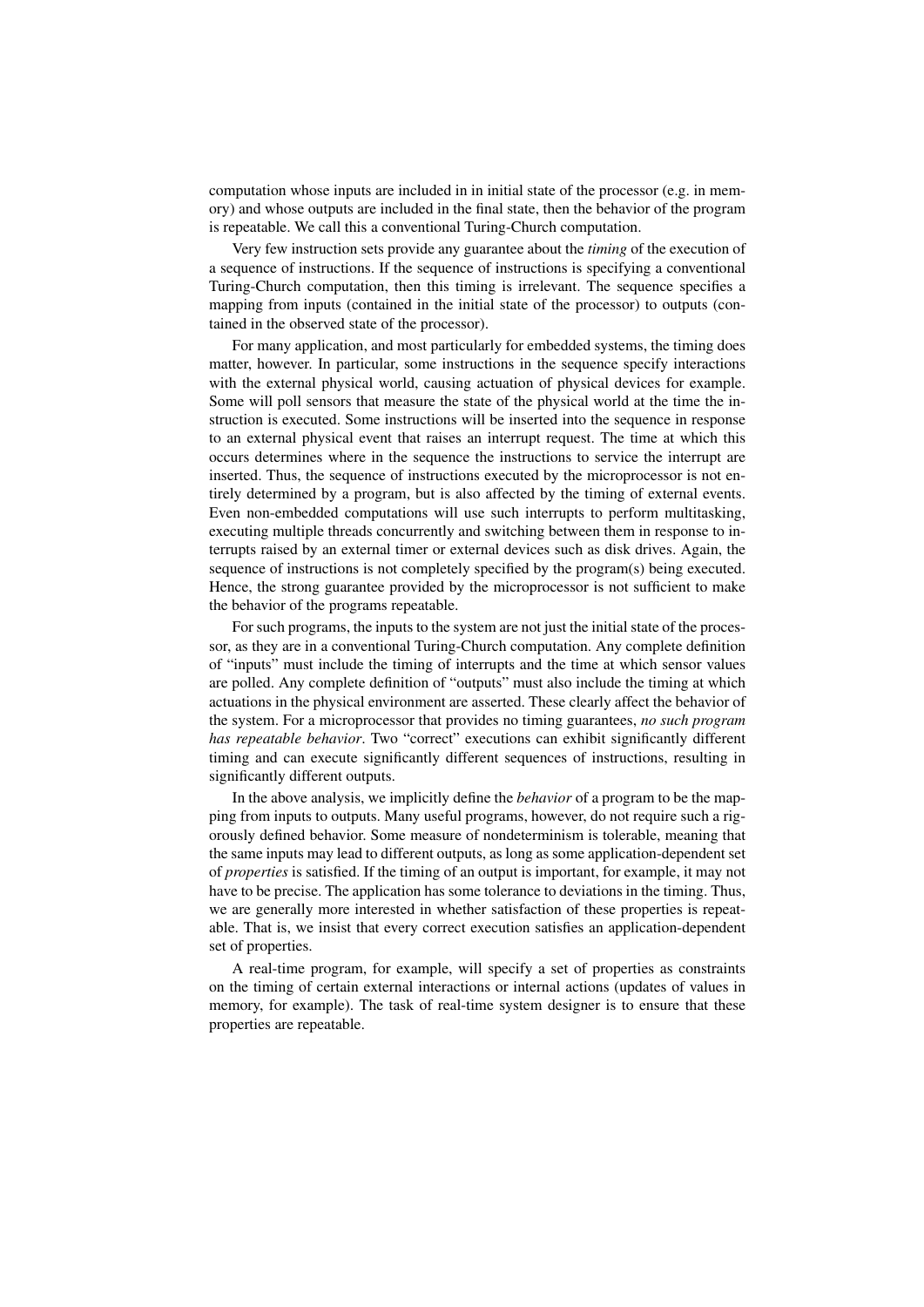computation whose inputs are included in in initial state of the processor (e.g. in memory) and whose outputs are included in the final state, then the behavior of the program is repeatable. We call this a conventional Turing-Church computation.

Very few instruction sets provide any guarantee about the *timing* of the execution of a sequence of instructions. If the sequence of instructions is specifying a conventional Turing-Church computation, then this timing is irrelevant. The sequence specifies a mapping from inputs (contained in the initial state of the processor) to outputs (contained in the observed state of the processor).

For many application, and most particularly for embedded systems, the timing does matter, however. In particular, some instructions in the sequence specify interactions with the external physical world, causing actuation of physical devices for example. Some will poll sensors that measure the state of the physical world at the time the instruction is executed. Some instructions will be inserted into the sequence in response to an external physical event that raises an interrupt request. The time at which this occurs determines where in the sequence the instructions to service the interrupt are inserted. Thus, the sequence of instructions executed by the microprocessor is not entirely determined by a program, but is also affected by the timing of external events. Even non-embedded computations will use such interrupts to perform multitasking, executing multiple threads concurrently and switching between them in response to interrupts raised by an external timer or external devices such as disk drives. Again, the sequence of instructions is not completely specified by the program(s) being executed. Hence, the strong guarantee provided by the microprocessor is not sufficient to make the behavior of the programs repeatable.

For such programs, the inputs to the system are not just the initial state of the processor, as they are in a conventional Turing-Church computation. Any complete definition of "inputs" must include the timing of interrupts and the time at which sensor values are polled. Any complete definition of "outputs" must also include the timing at which actuations in the physical environment are asserted. These clearly affect the behavior of the system. For a microprocessor that provides no timing guarantees, *no such program has repeatable behavior*. Two "correct" executions can exhibit significantly different timing and can execute significantly different sequences of instructions, resulting in significantly different outputs.

In the above analysis, we implicitly define the *behavior* of a program to be the mapping from inputs to outputs. Many useful programs, however, do not require such a rigorously defined behavior. Some measure of nondeterminism is tolerable, meaning that the same inputs may lead to different outputs, as long as some application-dependent set of *properties* is satisfied. If the timing of an output is important, for example, it may not have to be precise. The application has some tolerance to deviations in the timing. Thus, we are generally more interested in whether satisfaction of these properties is repeatable. That is, we insist that every correct execution satisfies an application-dependent set of properties.

A real-time program, for example, will specify a set of properties as constraints on the timing of certain external interactions or internal actions (updates of values in memory, for example). The task of real-time system designer is to ensure that these properties are repeatable.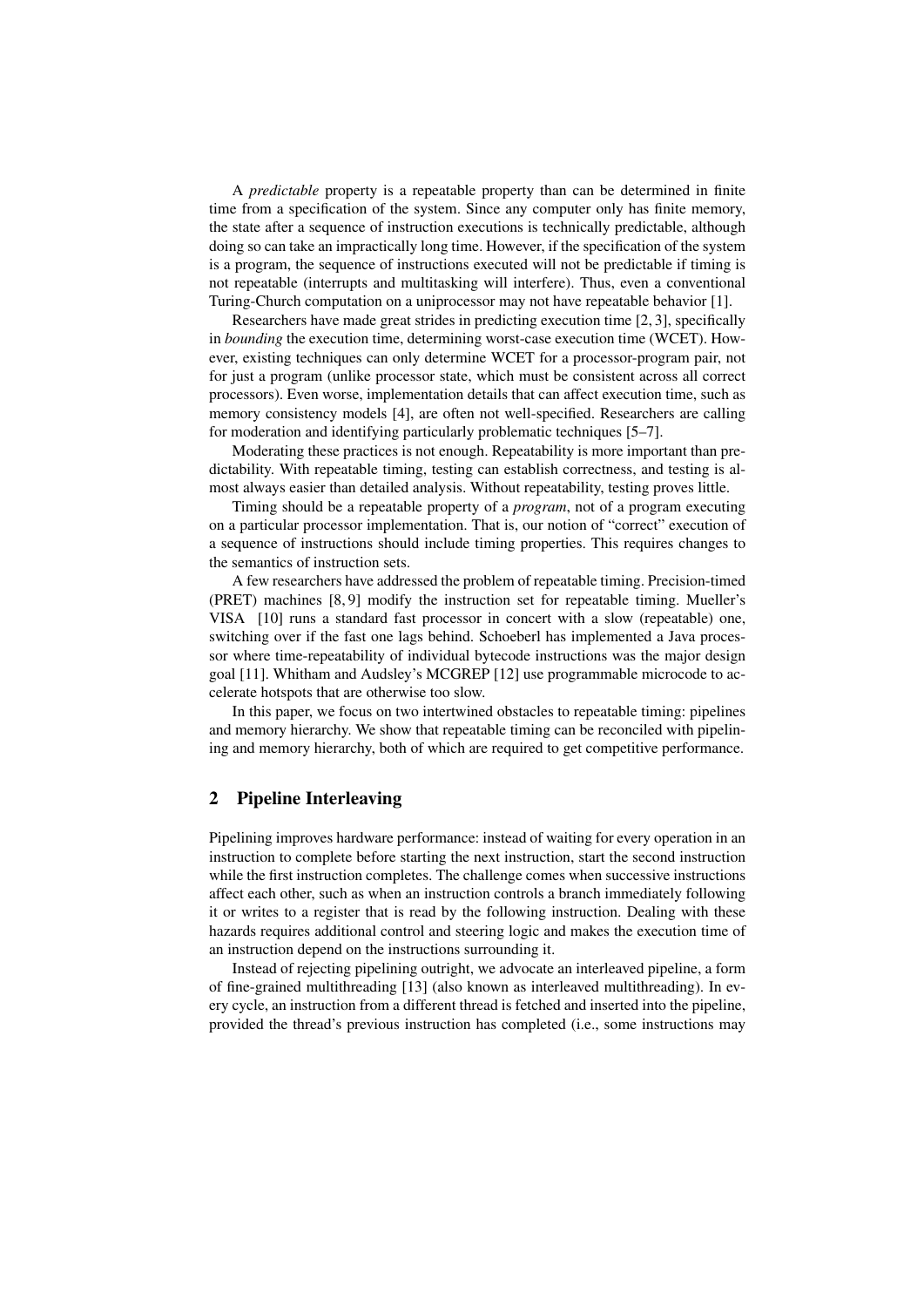A *predictable* property is a repeatable property than can be determined in finite time from a specification of the system. Since any computer only has finite memory, the state after a sequence of instruction executions is technically predictable, although doing so can take an impractically long time. However, if the specification of the system is a program, the sequence of instructions executed will not be predictable if timing is not repeatable (interrupts and multitasking will interfere). Thus, even a conventional Turing-Church computation on a uniprocessor may not have repeatable behavior [1].

Researchers have made great strides in predicting execution time [2, 3], specifically in *bounding* the execution time, determining worst-case execution time (WCET). However, existing techniques can only determine WCET for a processor-program pair, not for just a program (unlike processor state, which must be consistent across all correct processors). Even worse, implementation details that can affect execution time, such as memory consistency models [4], are often not well-specified. Researchers are calling for moderation and identifying particularly problematic techniques [5–7].

Moderating these practices is not enough. Repeatability is more important than predictability. With repeatable timing, testing can establish correctness, and testing is almost always easier than detailed analysis. Without repeatability, testing proves little.

Timing should be a repeatable property of a *program*, not of a program executing on a particular processor implementation. That is, our notion of "correct" execution of a sequence of instructions should include timing properties. This requires changes to the semantics of instruction sets.

A few researchers have addressed the problem of repeatable timing. Precision-timed (PRET) machines [8, 9] modify the instruction set for repeatable timing. Mueller's VISA [10] runs a standard fast processor in concert with a slow (repeatable) one, switching over if the fast one lags behind. Schoeberl has implemented a Java processor where time-repeatability of individual bytecode instructions was the major design goal [11]. Whitham and Audsley's MCGREP [12] use programmable microcode to accelerate hotspots that are otherwise too slow.

In this paper, we focus on two intertwined obstacles to repeatable timing: pipelines and memory hierarchy. We show that repeatable timing can be reconciled with pipelining and memory hierarchy, both of which are required to get competitive performance.

## 2 Pipeline Interleaving

Pipelining improves hardware performance: instead of waiting for every operation in an instruction to complete before starting the next instruction, start the second instruction while the first instruction completes. The challenge comes when successive instructions affect each other, such as when an instruction controls a branch immediately following it or writes to a register that is read by the following instruction. Dealing with these hazards requires additional control and steering logic and makes the execution time of an instruction depend on the instructions surrounding it.

Instead of rejecting pipelining outright, we advocate an interleaved pipeline, a form of fine-grained multithreading [13] (also known as interleaved multithreading). In every cycle, an instruction from a different thread is fetched and inserted into the pipeline, provided the thread's previous instruction has completed (i.e., some instructions may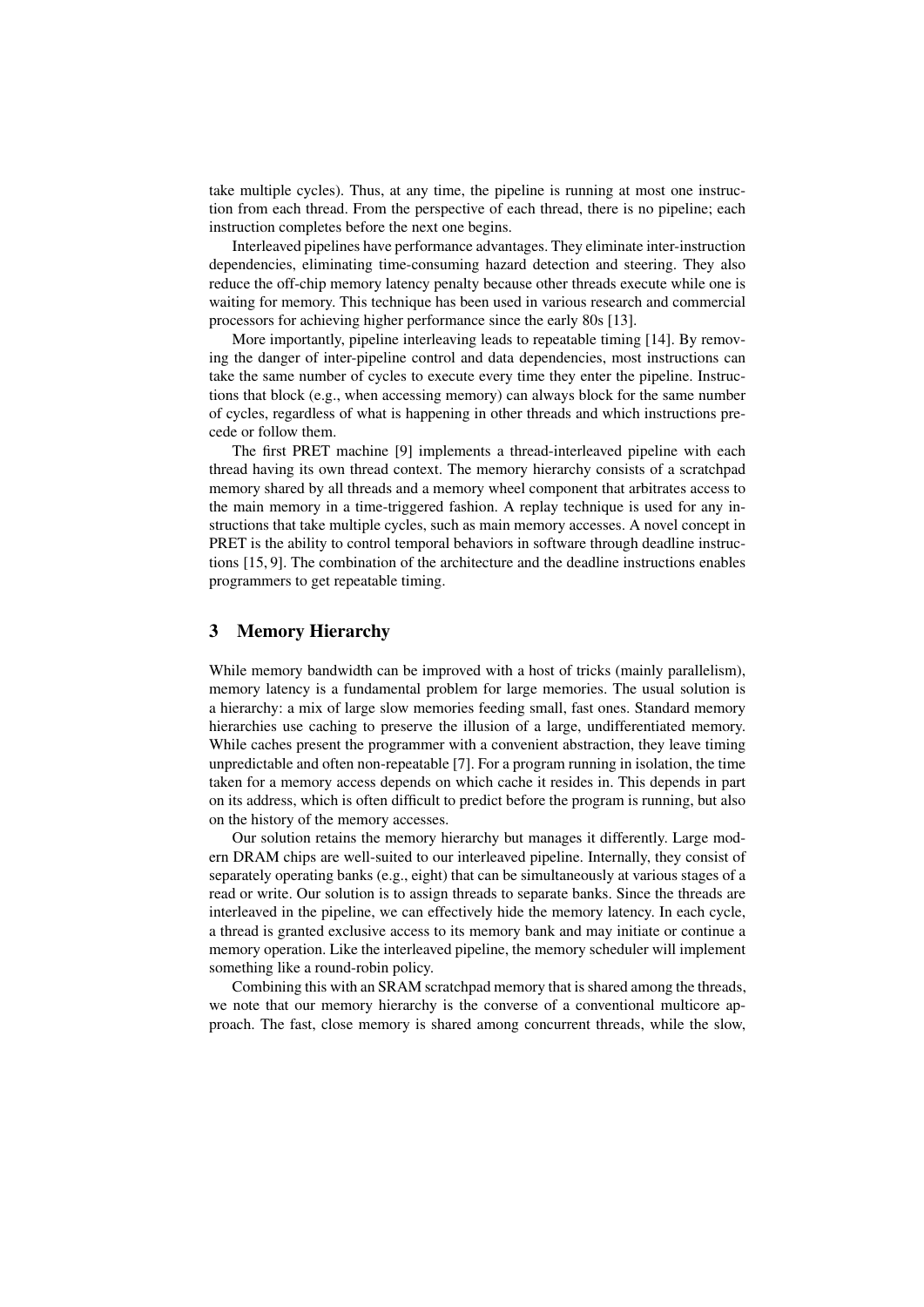take multiple cycles). Thus, at any time, the pipeline is running at most one instruction from each thread. From the perspective of each thread, there is no pipeline; each instruction completes before the next one begins.

Interleaved pipelines have performance advantages. They eliminate inter-instruction dependencies, eliminating time-consuming hazard detection and steering. They also reduce the off-chip memory latency penalty because other threads execute while one is waiting for memory. This technique has been used in various research and commercial processors for achieving higher performance since the early 80s [13].

More importantly, pipeline interleaving leads to repeatable timing [14]. By removing the danger of inter-pipeline control and data dependencies, most instructions can take the same number of cycles to execute every time they enter the pipeline. Instructions that block (e.g., when accessing memory) can always block for the same number of cycles, regardless of what is happening in other threads and which instructions precede or follow them.

The first PRET machine [9] implements a thread-interleaved pipeline with each thread having its own thread context. The memory hierarchy consists of a scratchpad memory shared by all threads and a memory wheel component that arbitrates access to the main memory in a time-triggered fashion. A replay technique is used for any instructions that take multiple cycles, such as main memory accesses. A novel concept in PRET is the ability to control temporal behaviors in software through deadline instructions [15, 9]. The combination of the architecture and the deadline instructions enables programmers to get repeatable timing.

## 3 Memory Hierarchy

While memory bandwidth can be improved with a host of tricks (mainly parallelism), memory latency is a fundamental problem for large memories. The usual solution is a hierarchy: a mix of large slow memories feeding small, fast ones. Standard memory hierarchies use caching to preserve the illusion of a large, undifferentiated memory. While caches present the programmer with a convenient abstraction, they leave timing unpredictable and often non-repeatable [7]. For a program running in isolation, the time taken for a memory access depends on which cache it resides in. This depends in part on its address, which is often difficult to predict before the program is running, but also on the history of the memory accesses.

Our solution retains the memory hierarchy but manages it differently. Large modern DRAM chips are well-suited to our interleaved pipeline. Internally, they consist of separately operating banks (e.g., eight) that can be simultaneously at various stages of a read or write. Our solution is to assign threads to separate banks. Since the threads are interleaved in the pipeline, we can effectively hide the memory latency. In each cycle, a thread is granted exclusive access to its memory bank and may initiate or continue a memory operation. Like the interleaved pipeline, the memory scheduler will implement something like a round-robin policy.

Combining this with an SRAM scratchpad memory that is shared among the threads, we note that our memory hierarchy is the converse of a conventional multicore approach. The fast, close memory is shared among concurrent threads, while the slow,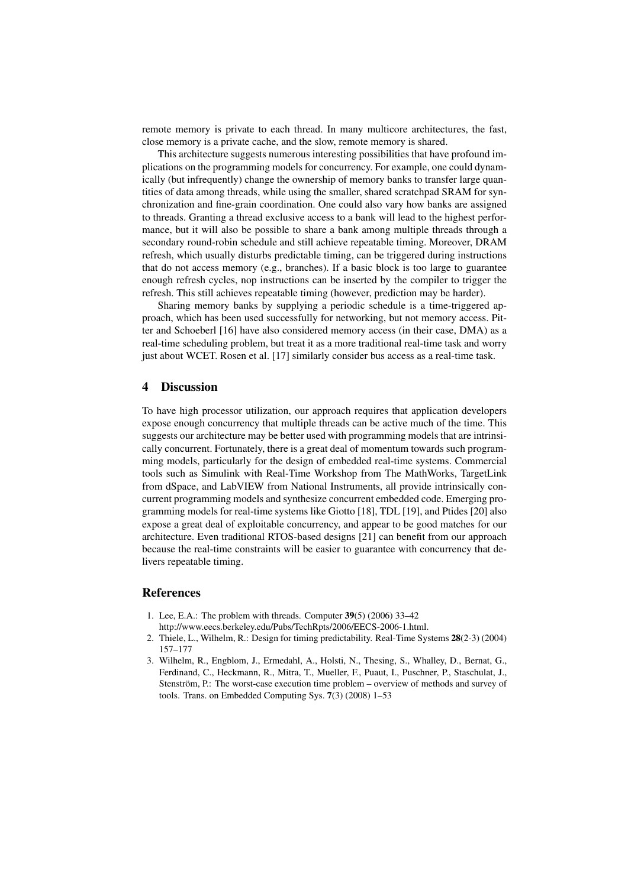remote memory is private to each thread. In many multicore architectures, the fast, close memory is a private cache, and the slow, remote memory is shared.

This architecture suggests numerous interesting possibilities that have profound implications on the programming models for concurrency. For example, one could dynamically (but infrequently) change the ownership of memory banks to transfer large quantities of data among threads, while using the smaller, shared scratchpad SRAM for synchronization and fine-grain coordination. One could also vary how banks are assigned to threads. Granting a thread exclusive access to a bank will lead to the highest performance, but it will also be possible to share a bank among multiple threads through a secondary round-robin schedule and still achieve repeatable timing. Moreover, DRAM refresh, which usually disturbs predictable timing, can be triggered during instructions that do not access memory (e.g., branches). If a basic block is too large to guarantee enough refresh cycles, nop instructions can be inserted by the compiler to trigger the refresh. This still achieves repeatable timing (however, prediction may be harder).

Sharing memory banks by supplying a periodic schedule is a time-triggered approach, which has been used successfully for networking, but not memory access. Pitter and Schoeberl [16] have also considered memory access (in their case, DMA) as a real-time scheduling problem, but treat it as a more traditional real-time task and worry just about WCET. Rosen et al. [17] similarly consider bus access as a real-time task.

## 4 Discussion

To have high processor utilization, our approach requires that application developers expose enough concurrency that multiple threads can be active much of the time. This suggests our architecture may be better used with programming models that are intrinsically concurrent. Fortunately, there is a great deal of momentum towards such programming models, particularly for the design of embedded real-time systems. Commercial tools such as Simulink with Real-Time Workshop from The MathWorks, TargetLink from dSpace, and LabVIEW from National Instruments, all provide intrinsically concurrent programming models and synthesize concurrent embedded code. Emerging programming models for real-time systems like Giotto [18], TDL [19], and Ptides [20] also expose a great deal of exploitable concurrency, and appear to be good matches for our architecture. Even traditional RTOS-based designs [21] can benefit from our approach because the real-time constraints will be easier to guarantee with concurrency that delivers repeatable timing.

## References

1. Lee, E.A.: The problem with threads. Computer **39**(5) (2006) 33–42 http://www.eecs.berkeley.edu/Pubs/TechRpts/2006/EECS-2006-1.html.
2. Thiele, L., Wilhelm, R.: Design for timing predictability. Real-Time Systems **28**(2-3) (2004) 157–177
3. Wilhelm, R., Engblom, J., Ermedahl, A., Holsti, N., Thesing, S., Whalley, D., Bernat, G., Ferdinand, C., Heckmann, R., Mitra, T., Mueller, F., Puaut, I., Puschner, P., Staschulat, J., Stenström, P.: The worst-case execution time problem – overview of methods and survey of tools. Trans. on Embedded Computing Sys. **7**(3) (2008) 1–53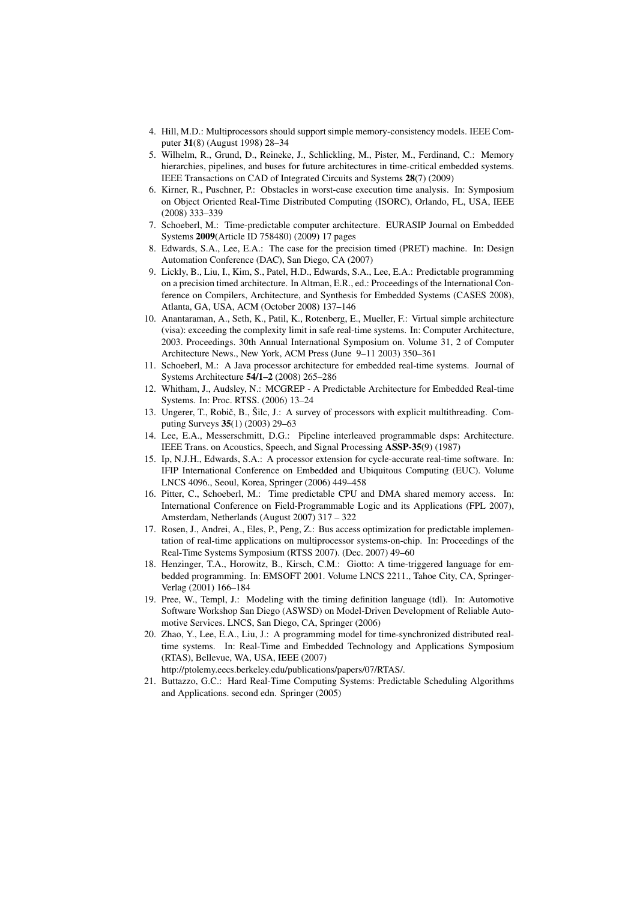4. Hill, M.D.: Multiprocessors should support simple memory-consistency models. IEEE Computer **31**(8) (August 1998) 28–34
5. Wilhelm, R., Grund, D., Reineke, J., Schlickling, M., Pister, M., Ferdinand, C.: Memory hierarchies, pipelines, and buses for future architectures in time-critical embedded systems. IEEE Transactions on CAD of Integrated Circuits and Systems **28**(7) (2009)
6. Kirner, R., Puschner, P.: Obstacles in worst-case execution time analysis. In: Symposium on Object Oriented Real-Time Distributed Computing (ISORC), Orlando, FL, USA, IEEE (2008) 333–339
7. Schoeberl, M.: Time-predictable computer architecture. EURASIP Journal on Embedded Systems **2009**(Article ID 758480) (2009) 17 pages
8. Edwards, S.A., Lee, E.A.: The case for the precision timed (PRET) machine. In: Design Automation Conference (DAC), San Diego, CA (2007)
9. Lickly, B., Liu, I., Kim, S., Patel, H.D., Edwards, S.A., Lee, E.A.: Predictable programming on a precision timed architecture. In Altman, E.R., ed.: Proceedings of the International Conference on Compilers, Architecture, and Synthesis for Embedded Systems (CASES 2008), Atlanta, GA, USA, ACM (October 2008) 137–146
10. Anantaraman, A., Seth, K., Patil, K., Rotenberg, E., Mueller, F.: Virtual simple architecture (visa): exceeding the complexity limit in safe real-time systems. In: Computer Architecture, 2003. Proceedings. 30th Annual International Symposium on. Volume 31, 2 of Computer Architecture News., New York, ACM Press (June 9–11 2003) 350–361
11. Schoeberl, M.: A Java processor architecture for embedded real-time systems. Journal of Systems Architecture **54/1–2** (2008) 265–286
12. Whitham, J., Audsley, N.: MCGREP - A Predictable Architecture for Embedded Real-time Systems. In: Proc. RTSS. (2006) 13–24
13. Ungerer, T., Robič, B., Šilc, J.: A survey of processors with explicit multithreading. Computing Surveys **35**(1) (2003) 29–63
14. Lee, E.A., Messerschmitt, D.G.: Pipeline interleaved programmable dsps: Architecture. IEEE Trans. on Acoustics, Speech, and Signal Processing **ASSP-35**(9) (1987)
15. Ip, N.J.H., Edwards, S.A.: A processor extension for cycle-accurate real-time software. In: IFIP International Conference on Embedded and Ubiquitous Computing (EUC). Volume LNCS 4096., Seoul, Korea, Springer (2006) 449–458
16. Pitter, C., Schoeberl, M.: Time predictable CPU and DMA shared memory access. In: International Conference on Field-Programmable Logic and its Applications (FPL 2007), Amsterdam, Netherlands (August 2007) 317 – 322
17. Rosen, J., Andrei, A., Eles, P., Peng, Z.: Bus access optimization for predictable implementation of real-time applications on multiprocessor systems-on-chip. In: Proceedings of the Real-Time Systems Symposium (RTSS 2007). (Dec. 2007) 49–60
18. Henzinger, T.A., Horowitz, B., Kirsch, C.M.: Giotto: A time-triggered language for embedded programming. In: EMSOFT 2001. Volume LNCS 2211., Tahoe City, CA, Springer-Verlag (2001) 166–184
19. Pree, W., Templ, J.: Modeling with the timing definition language (tdl). In: Automotive Software Workshop San Diego (ASWSD) on Model-Driven Development of Reliable Automotive Services. LNCS, San Diego, CA, Springer (2006)
20. Zhao, Y., Lee, E.A., Liu, J.: A programming model for time-synchronized distributed real-time systems. In: Real-Time and Embedded Technology and Applications Symposium (RTAS), Bellevue, WA, USA, IEEE (2007) http://ptolemy.eecs.berkeley.edu/publications/papers/07/RTAS/.
21. Buttazzo, G.C.: Hard Real-Time Computing Systems: Predictable Scheduling Algorithms and Applications. second edn. Springer (2005)